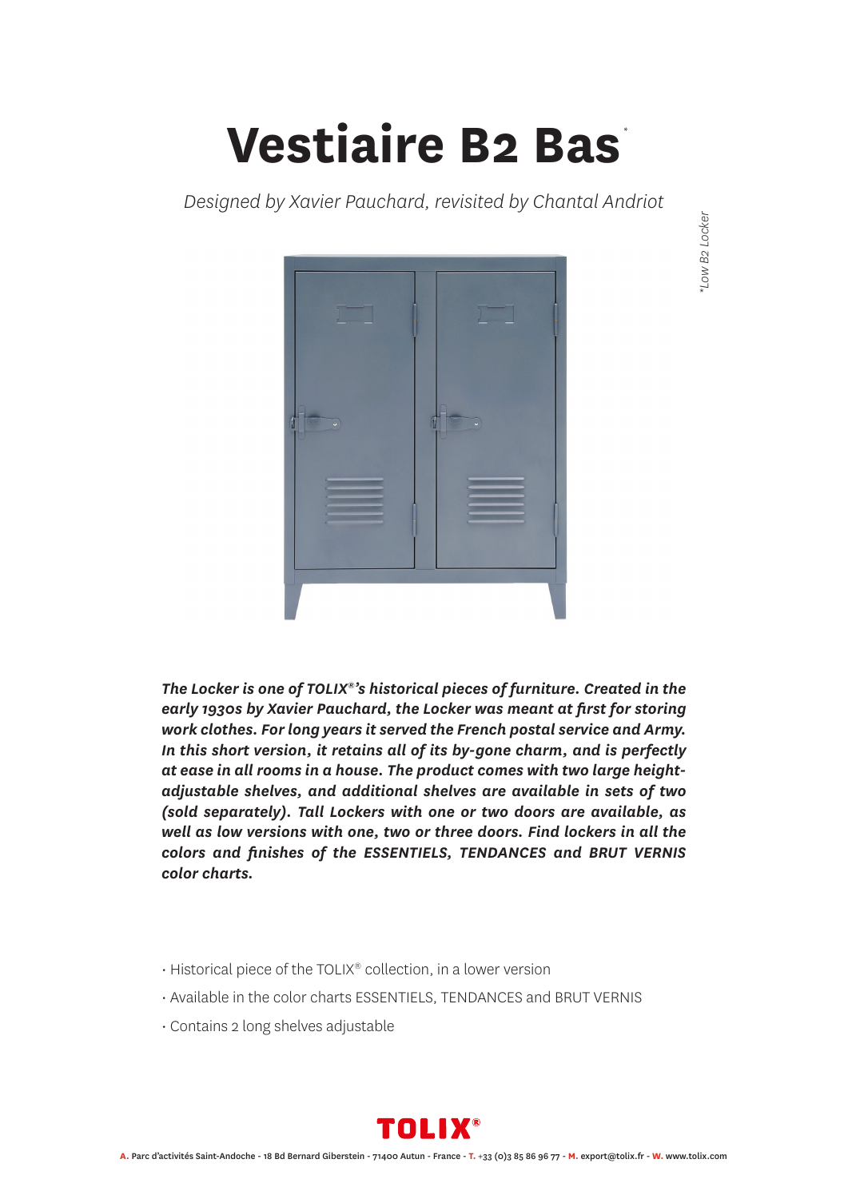# Vestiaire B2 Bas*

*Designed by Xavier Pauchard, revisited by Chantal Andriot*

*Low B2 Locker

***The Locker is one of TOLIX®'s historical pieces of furniture. Created in the early 1930s by Xavier Pauchard, the Locker was meant at first for storing work clothes. For long years it served the French postal service and Army. In this short version, it retains all of its by-gone charm, and is perfectly at ease in all rooms in a house. The product comes with two large height-adjustable shelves, and additional shelves are available in sets of two (sold separately). Tall Lockers with one or two doors are available, as well as low versions with one, two or three doors. Find lockers in all the colors and finishes of the ESSENTIELS, TENDANCES and BRUT VERNIS color charts.***

- Historical piece of the TOLIX® collection, in a lower version
- Available in the color charts ESSENTIELS, TENDANCES and BRUT VERNIS
- Contains 2 long shelves adjustable

TOLIX®

A. Parc d'activités Saint-Andoche - 18 Bd Bernard Giberstein - 71400 Autun - France - T. +33 (0)3 85 86 96 77 - M. export@tolix.fr - W. www.tolix.com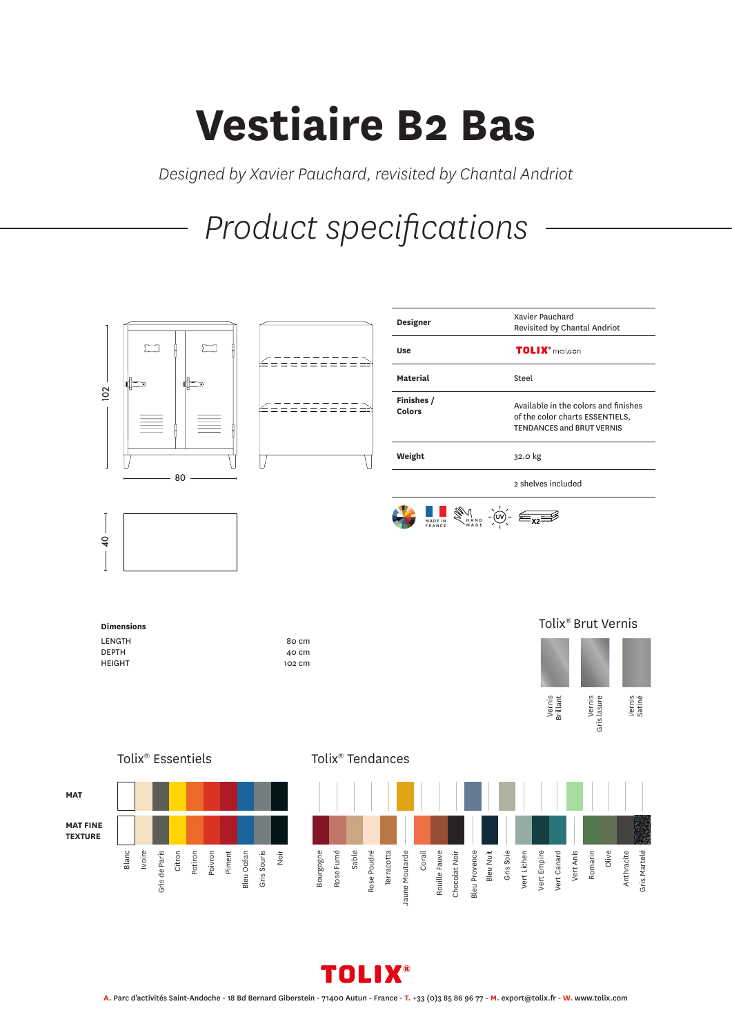# Vestiaire B2 Bas

*Designed by Xavier Pauchard, revisited by Chantal Andriot*

## *Product specifications*

102

80

40

| | |
|---|---|
| **Designer** | Xavier Pauchard<br>Revisited by Chantal Andriot |
| **Use** | TOLIX® maison |
| **Material** | Steel |
| **Finishes / Colors** | Available in the colors and finishes of the color charts ESSENTIELS, TENDANCES and BRUT VERNIS |
| **Weight** | 32.0 kg |
| | 2 shelves included |

MADE IN FRANCE — HAND MADE — UV — X2

**Dimensions**

| | |
|---|---|
| LENGTH | 80 cm |
| DEPTH | 40 cm |
| HEIGHT | 102 cm |

### Tolix® Brut Vernis

Vernis Brillant, Vernis Gris lasure, Vernis Satiné

### Tolix® Essentiels

**MAT**

**MAT FINE TEXTURE**

Blanc, Ivoire, Gris de Paris, Citron, Potiron, Poivron, Piment, Bleu Océan, Gris Souris, Noir

### Tolix® Tendances

Bourgogne, Rose Fumé, Sable, Rose Poudré, Terracotta, Jaune Moutarde, Corail, Rouille Fauve, Chocolat Noir, Bleu Provence, Bleu Nuit, Gris Soie, Vert Lichen, Vert Empire, Vert Canard, Vert Anis, Romarin, Olive, Anthracite, Gris Martelé

TOLIX®

**A.** Parc d'activités Saint-Andoche - 18 Bd Bernard Giberstein - 71400 Autun - France - **T.** +33 (0)3 85 86 96 77 - **M.** export@tolix.fr - **W.** www.tolix.com